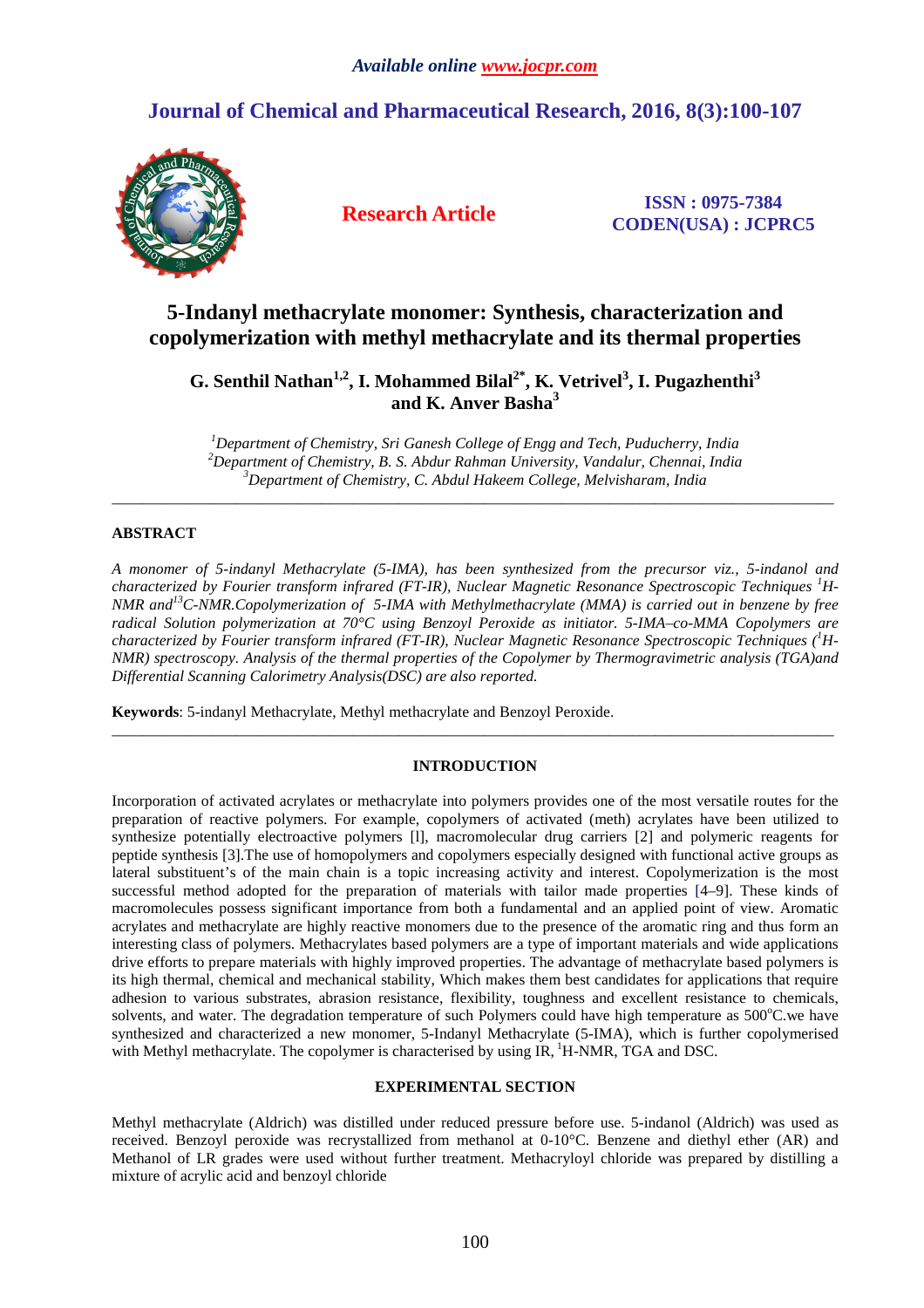# 5-Indanyl methacrylate monomer: Synthesis, characterization and copolymerization with methyl methacrylate and its thermal properties

**G. Senthil Nathan[1,2], I. Mohammed Bilal[2*], K. Vetrivel[3], I. Pugazhenthi[3] and K. Anver Basha[3]**

*[1]Department of Chemistry, Sri Ganesh College of Engg and Tech, Puducherry, India*
*[2]Department of Chemistry, B. S. Abdur Rahman University, Vandalur, Chennai, India*
*[3]Department of Chemistry, C. Abdul Hakeem College, Melvisharam, India*

---

## ABSTRACT

*A monomer of 5-indanyl Methacrylate (5-IMA), has been synthesized from the precursor viz., 5-indanol and characterized by Fourier transform infrared (FT-IR), Nuclear Magnetic Resonance Spectroscopic Techniques $^{1}$H-NMR and$^{13}$C-NMR.Copolymerization of 5-IMA with Methylmethacrylate (MMA) is carried out in benzene by free radical Solution polymerization at 70°C using Benzoyl Peroxide as initiator. 5-IMA–co-MMA Copolymers are characterized by Fourier transform infrared (FT-IR), Nuclear Magnetic Resonance Spectroscopic Techniques ($^{1}$H-NMR) spectroscopy. Analysis of the thermal properties of the Copolymer by Thermogravimetric analysis (TGA)and Differential Scanning Calorimetry Analysis(DSC) are also reported.*

**Keywords**: 5-indanyl Methacrylate, Methyl methacrylate and Benzoyl Peroxide.

---

## INTRODUCTION

Incorporation of activated acrylates or methacrylate into polymers provides one of the most versatile routes for the preparation of reactive polymers. For example, copolymers of activated (meth) acrylates have been utilized to synthesize potentially electroactive polymers [l], macromolecular drug carriers [2] and polymeric reagents for peptide synthesis [3].The use of homopolymers and copolymers especially designed with functional active groups as lateral substituent's of the main chain is a topic increasing activity and interest. Copolymerization is the most successful method adopted for the preparation of materials with tailor made properties [4–9]. These kinds of macromolecules possess significant importance from both a fundamental and an applied point of view. Aromatic acrylates and methacrylate are highly reactive monomers due to the presence of the aromatic ring and thus form an interesting class of polymers. Methacrylates based polymers are a type of important materials and wide applications drive efforts to prepare materials with highly improved properties. The advantage of methacrylate based polymers is its high thermal, chemical and mechanical stability, Which makes them best candidates for applications that require adhesion to various substrates, abrasion resistance, flexibility, toughness and excellent resistance to chemicals, solvents, and water. The degradation temperature of such Polymers could have high temperature as 500°C.we have synthesized and characterized a new monomer, 5-Indanyl Methacrylate (5-IMA), which is further copolymerised with Methyl methacrylate. The copolymer is characterised by using IR, $^{1}$H-NMR, TGA and DSC.

## EXPERIMENTAL SECTION

Methyl methacrylate (Aldrich) was distilled under reduced pressure before use. 5-indanol (Aldrich) was used as received. Benzoyl peroxide was recrystallized from methanol at 0-10°C. Benzene and diethyl ether (AR) and Methanol of LR grades were used without further treatment. Methacryloyl chloride was prepared by distilling a mixture of acrylic acid and benzoyl chloride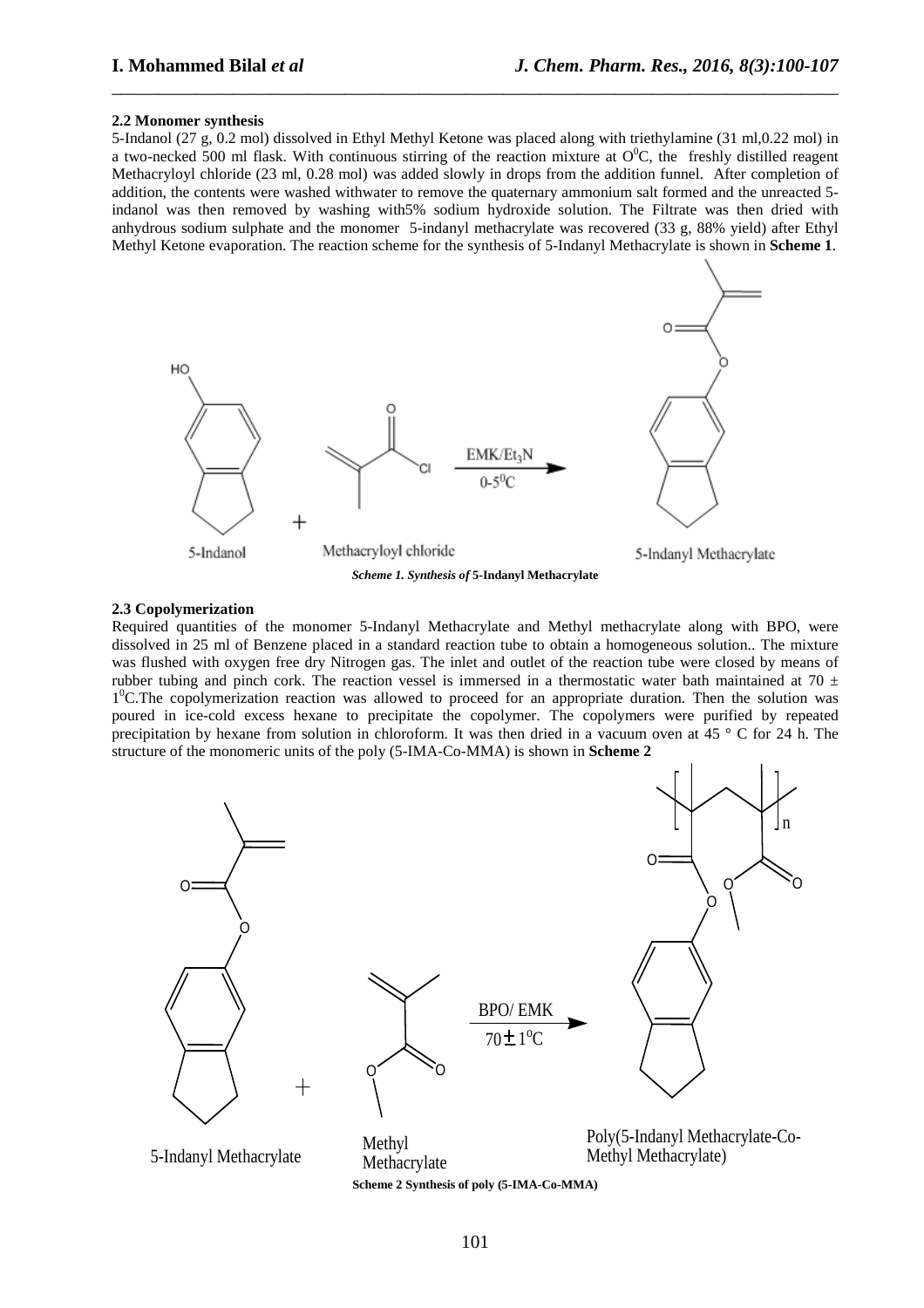**2.2 Monomer synthesis**

5-Indanol (27 g, 0.2 mol) dissolved in Ethyl Methyl Ketone was placed along with triethylamine (31 ml,0.22 mol) in a two-necked 500 ml flask. With continuous stirring of the reaction mixture at $O^0C$, the freshly distilled reagent Methacryloyl chloride (23 ml, 0.28 mol) was added slowly in drops from the addition funnel. After completion of addition, the contents were washed withwater to remove the quaternary ammonium salt formed and the unreacted 5-indanol was then removed by washing with5% sodium hydroxide solution. The Filtrate was then dried with anhydrous sodium sulphate and the monomer 5-indanyl methacrylate was recovered (33 g, 88% yield) after Ethyl Methyl Ketone evaporation. The reaction scheme for the synthesis of 5-Indanyl Methacrylate is shown in **Scheme 1**.

5-Indanol + Methacryloyl chloride → ($EMK/Et_3N$, $0\text{-}5^0C$) → 5-Indanyl Methacrylate

***Scheme 1. Synthesis of* 5-Indanyl Methacrylate**

**2.3 Copolymerization**

Required quantities of the monomer 5-Indanyl Methacrylate and Methyl methacrylate along with BPO, were dissolved in 25 ml of Benzene placed in a standard reaction tube to obtain a homogeneous solution.. The mixture was flushed with oxygen free dry Nitrogen gas. The inlet and outlet of the reaction tube were closed by means of rubber tubing and pinch cork. The reaction vessel is immersed in a thermostatic water bath maintained at 70 ± $1^0C$.The copolymerization reaction was allowed to proceed for an appropriate duration. Then the solution was poured in ice-cold excess hexane to precipitate the copolymer. The copolymers were purified by repeated precipitation by hexane from solution in chloroform. It was then dried in a vacuum oven at 45 ° C for 24 h. The structure of the monomeric units of the poly (5-IMA-Co-MMA) is shown in **Scheme 2**

5-Indanyl Methacrylate + Methyl Methacrylate → (BPO/ EMK, $70 \pm 1^0C$) → Poly(5-Indanyl Methacrylate-Co-Methyl Methacrylate)

**Scheme 2 Synthesis of poly (5-IMA-Co-MMA)**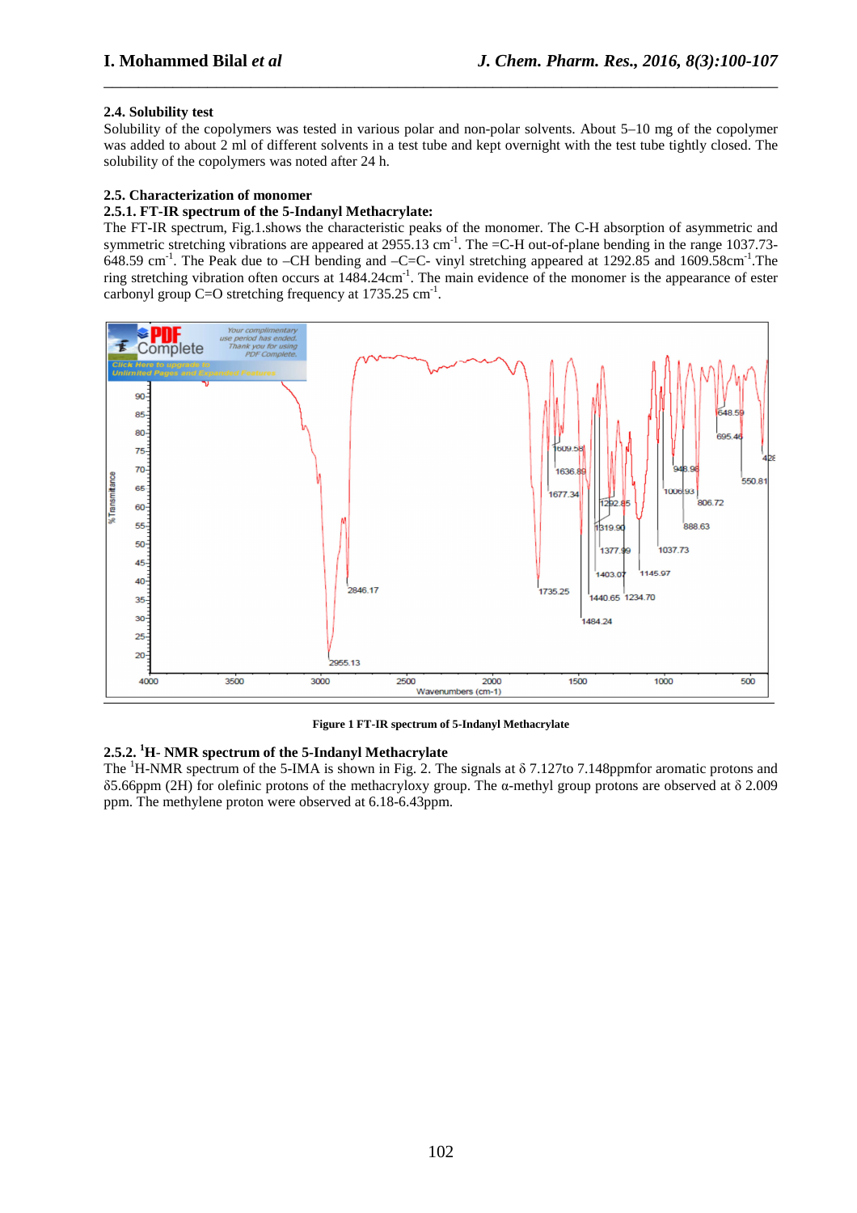### 2.4. Solubility test

Solubility of the copolymers was tested in various polar and non-polar solvents. About 5–10 mg of the copolymer was added to about 2 ml of different solvents in a test tube and kept overnight with the test tube tightly closed. The solubility of the copolymers was noted after 24 h.

### 2.5. Characterization of monomer

#### 2.5.1. FT-IR spectrum of the 5-Indanyl Methacrylate:

The FT-IR spectrum, Fig.1.shows the characteristic peaks of the monomer. The C-H absorption of asymmetric and symmetric stretching vibrations are appeared at 2955.13 $cm^{-1}$. The =C-H out-of-plane bending in the range 1037.73-648.59 $cm^{-1}$. The Peak due to –CH bending and –C=C- vinyl stretching appeared at 1292.85 and 1609.58$cm^{-1}$.The ring stretching vibration often occurs at 1484.24$cm^{-1}$. The main evidence of the monomer is the appearance of ester carbonyl group C=O stretching frequency at 1735.25 $cm^{-1}$.

**Figure 1 FT-IR spectrum of 5-Indanyl Methacrylate**

#### 2.5.2. ¹H- NMR spectrum of the 5-Indanyl Methacrylate

The ¹H-NMR spectrum of the 5-IMA is shown in Fig. 2. The signals at δ 7.127to 7.148ppmfor aromatic protons and δ5.66ppm (2H) for olefinic protons of the methacryloxy group. The α-methyl group protons are observed at δ 2.009 ppm. The methylene proton were observed at 6.18-6.43ppm.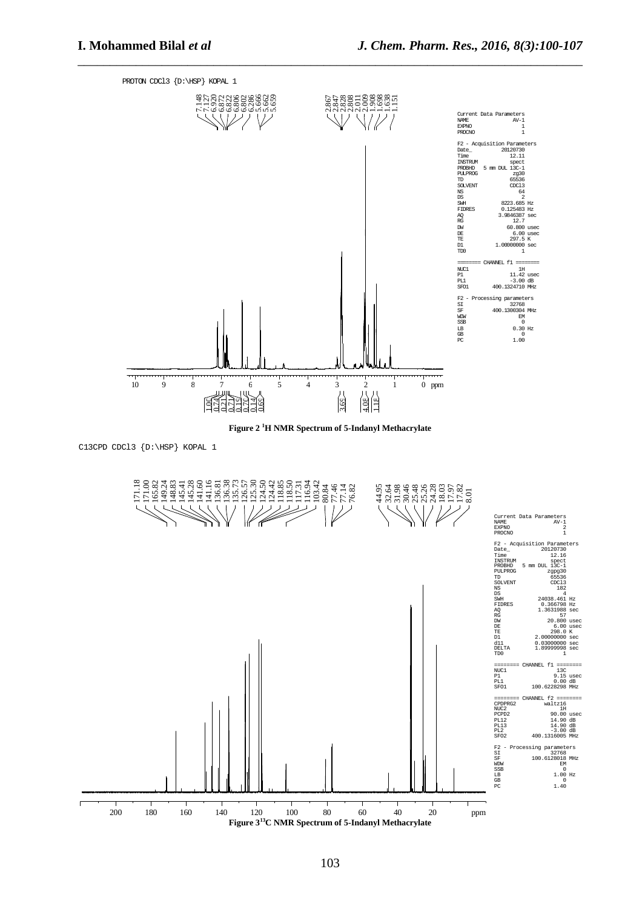PROTON CDCl3 {D:\HSP} KOPAL 1

Figure 2 $^{1}$H NMR Spectrum of 5-Indanyl Methacrylate

C13CPD CDCl3 {D:\HSP} KOPAL 1

Figure 3 $^{13}$C NMR Spectrum of 5-Indanyl Methacrylate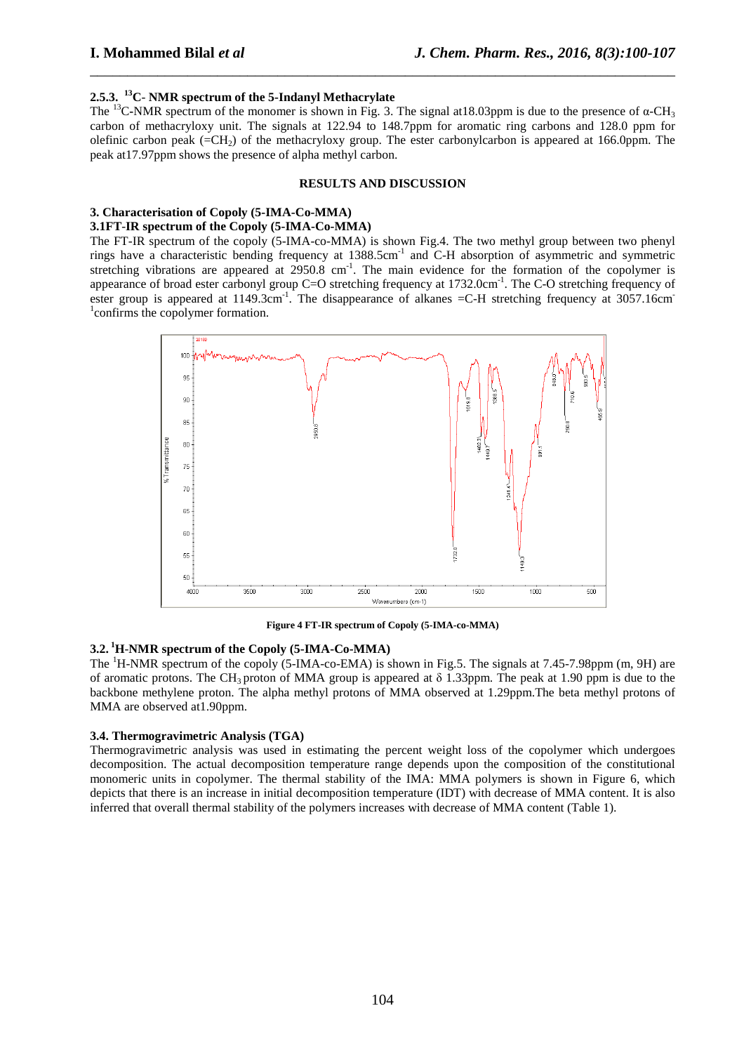#### 2.5.3. $^{13}C$- NMR spectrum of the 5-Indanyl Methacrylate

The $^{13}C$-NMR spectrum of the monomer is shown in Fig. 3. The signal at18.03ppm is due to the presence of α-$CH_3$ carbon of methacryloxy unit. The signals at 122.94 to 148.7ppm for aromatic ring carbons and 128.0 ppm for olefinic carbon peak (=$CH_2$) of the methacryloxy group. The ester carbonylcarbon is appeared at 166.0ppm. The peak at17.97ppm shows the presence of alpha methyl carbon.

## RESULTS AND DISCUSSION

### 3. Characterisation of Copoly (5-IMA-Co-MMA)

#### 3.1FT-IR spectrum of the Copoly (5-IMA-Co-MMA)

The FT-IR spectrum of the copoly (5-IMA-co-MMA) is shown Fig.4. The two methyl group between two phenyl rings have a characteristic bending frequency at 1388.5cm$^{-1}$ and C-H absorption of asymmetric and symmetric stretching vibrations are appeared at 2950.8 cm$^{-1}$. The main evidence for the formation of the copolymer is appearance of broad ester carbonyl group C=O stretching frequency at 1732.0cm$^{-1}$. The C-O stretching frequency of ester group is appeared at 1149.3cm$^{-1}$. The disappearance of alkanes =C-H stretching frequency at 3057.16cm$^{-1}$confirms the copolymer formation.

**Figure 4 FT-IR spectrum of Copoly (5-IMA-co-MMA)**

#### 3.2. $^{1}H$-NMR spectrum of the Copoly (5-IMA-Co-MMA)

The $^{1}H$-NMR spectrum of the copoly (5-IMA-co-EMA) is shown in Fig.5. The signals at 7.45-7.98ppm (m, 9H) are of aromatic protons. The $CH_3$ proton of MMA group is appeared at δ 1.33ppm. The peak at 1.90 ppm is due to the backbone methylene proton. The alpha methyl protons of MMA observed at 1.29ppm.The beta methyl protons of MMA are observed at1.90ppm.

#### 3.4. Thermogravimetric Analysis (TGA)

Thermogravimetric analysis was used in estimating the percent weight loss of the copolymer which undergoes decomposition. The actual decomposition temperature range depends upon the composition of the constitutional monomeric units in copolymer. The thermal stability of the IMA: MMA polymers is shown in Figure 6, which depicts that there is an increase in initial decomposition temperature (IDT) with decrease of MMA content. It is also inferred that overall thermal stability of the polymers increases with decrease of MMA content (Table 1).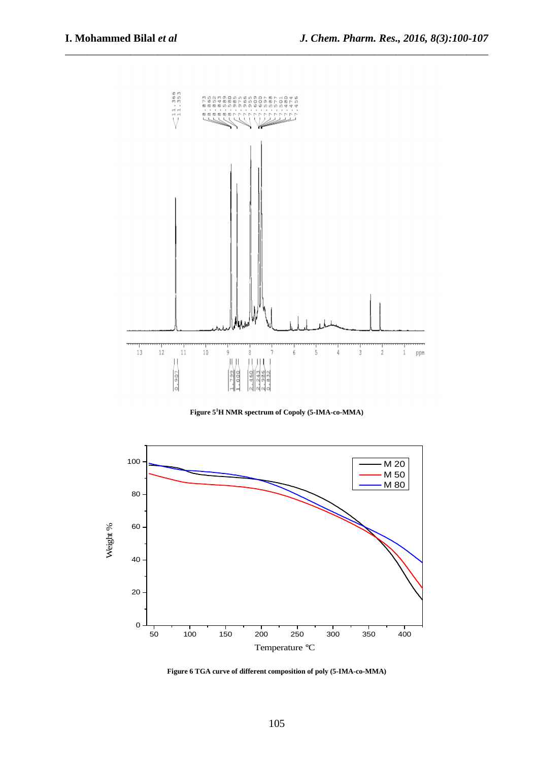Figure 5 $^{1}H$ NMR spectrum of Copoly (5-IMA-co-MMA)

Figure 6 TGA curve of different composition of poly (5-IMA-co-MMA)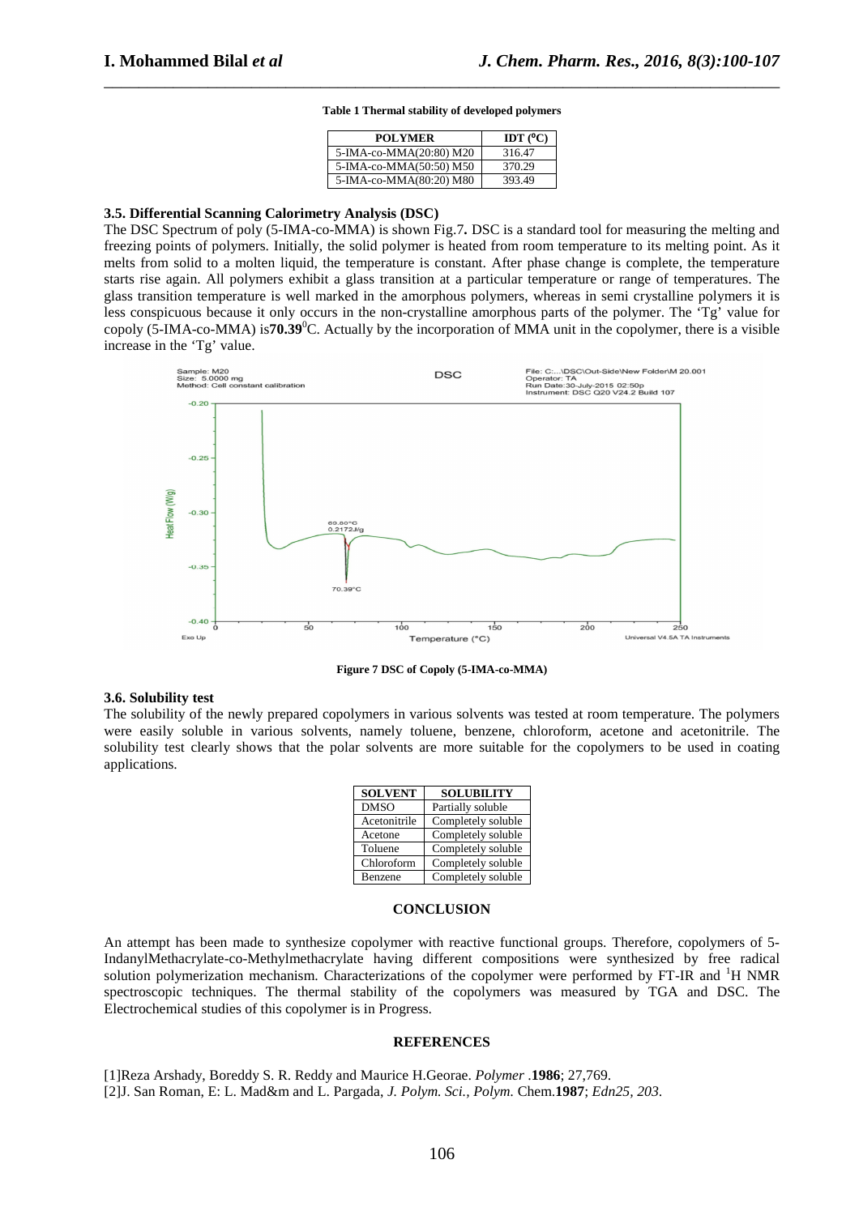**Table 1 Thermal stability of developed polymers**

| POLYMER | IDT (°C) |
|---|---|
| 5-IMA-co-MMA(20:80) M20 | 316.47 |
| 5-IMA-co-MMA(50:50) M50 | 370.29 |
| 5-IMA-co-MMA(80:20) M80 | 393.49 |

### 3.5. Differential Scanning Calorimetry Analysis (DSC)

The DSC Spectrum of poly (5-IMA-co-MMA) is shown Fig.7**.** DSC is a standard tool for measuring the melting and freezing points of polymers. Initially, the solid polymer is heated from room temperature to its melting point. As it melts from solid to a molten liquid, the temperature is constant. After phase change is complete, the temperature starts rise again. All polymers exhibit a glass transition at a particular temperature or range of temperatures. The glass transition temperature is well marked in the amorphous polymers, whereas in semi crystalline polymers it is less conspicuous because it only occurs in the non-crystalline amorphous parts of the polymer. The 'Tg' value for copoly (5-IMA-co-MMA) is**70.39**$^0$C. Actually by the incorporation of MMA unit in the copolymer, there is a visible increase in the 'Tg' value.

**Figure 7 DSC of Copoly (5-IMA-co-MMA)**

### 3.6. Solubility test

The solubility of the newly prepared copolymers in various solvents was tested at room temperature. The polymers were easily soluble in various solvents, namely toluene, benzene, chloroform, acetone and acetonitrile. The solubility test clearly shows that the polar solvents are more suitable for the copolymers to be used in coating applications.

| SOLVENT | SOLUBILITY |
|---|---|
| DMSO | Partially soluble |
| Acetonitrile | Completely soluble |
| Acetone | Completely soluble |
| Toluene | Completely soluble |
| Chloroform | Completely soluble |
| Benzene | Completely soluble |

## CONCLUSION

An attempt has been made to synthesize copolymer with reactive functional groups. Therefore, copolymers of 5-IndanylMethacrylate-co-Methylmethacrylate having different compositions were synthesized by free radical solution polymerization mechanism. Characterizations of the copolymer were performed by FT-IR and $^1$H NMR spectroscopic techniques. The thermal stability of the copolymers was measured by TGA and DSC. The Electrochemical studies of this copolymer is in Progress.

## REFERENCES

[1]Reza Arshady, Boreddy S. R. Reddy and Maurice H.Georae. *Polymer* .**1986**; 27,769.

[2]J. San Roman, E: L. Mad&m and L. Pargada, *J. Polym. Sci., Polym.* Chem.**1987**; *Edn25, 203*.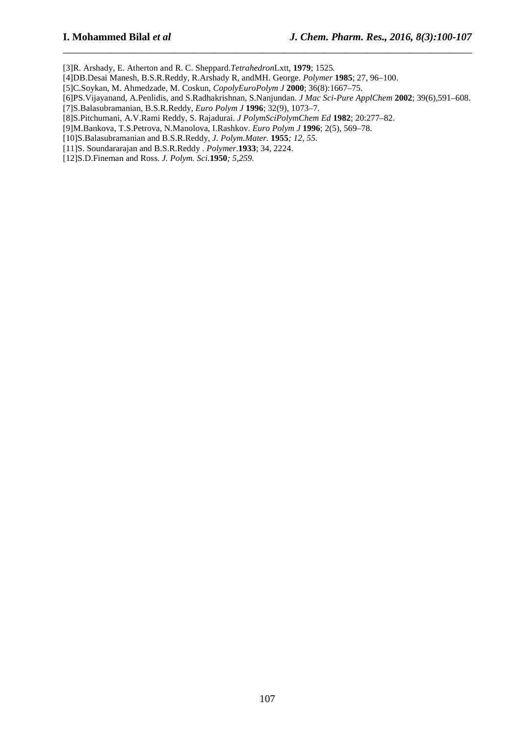[3]R. Arshady, E. Atherton and R. C. Sheppard.*Tetrahedron*Lxtt, **1979**; 1525.

[4]DB.Desai Manesh, B.S.R.Reddy, R.Arshady R, andMH. George. *Polymer* **1985**; 27, 96–100.

[5]C.Soykan, M. Ahmedzade, M. Coskun, *CopolyEuroPolym J* **2000**; 36(8):1667–75.

[6]PS.Vijayanand, A.Penlidis, and S.Radhakrishnan, S.Nanjundan. *J Mac Sci-Pure ApplChem* **2002**; 39(6),591–608.

[7]S.Balasubramanian, B.S.R.Reddy, *Euro Polym J* **1996**; 32(9), 1073–7.

[8]S.Pitchumani, A.V.Rami Reddy, S. Rajadurai. *J PolymSciPolymChem Ed* **1982**; 20:277–82.

[9]M.Bankova, T.S.Petrova, N.Manolova, I.Rashkov. *Euro Polym J* **1996**; 2(5), 569–78.

[10]S.Balasubramanian and B.S.R.Reddy, *J. Polym.Mater.* **1955***; 12, 55.*

[11]S. Soundararajan and B.S.R.Reddy . *Polymer*.**1933**; 34, 2224.

[12]S.D.Fineman and Ross. *J. Polym. Sci.***1950***; 5,259.*